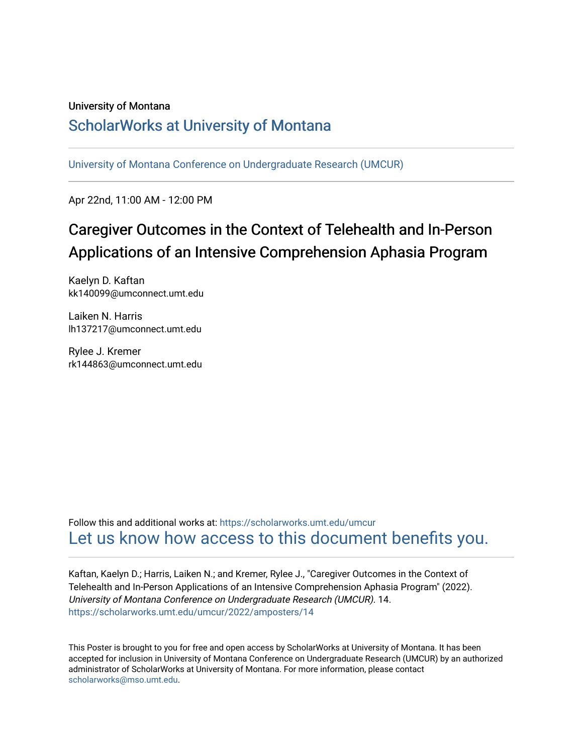University of Montana

# ScholarWorks at University of Montana

University of Montana Conference on Undergraduate Research (UMCUR)

Apr 22nd, 11:00 AM - 12:00 PM

## Caregiver Outcomes in the Context of Telehealth and In-Person Applications of an Intensive Comprehension Aphasia Program

Kaelyn D. Kaftan
kk140099@umconnect.umt.edu

Laiken N. Harris
lh137217@umconnect.umt.edu

Rylee J. Kremer
rk144863@umconnect.umt.edu

Follow this and additional works at: https://scholarworks.umt.edu/umcur

Let us know how access to this document benefits you.

Kaftan, Kaelyn D.; Harris, Laiken N.; and Kremer, Rylee J., "Caregiver Outcomes in the Context of Telehealth and In-Person Applications of an Intensive Comprehension Aphasia Program" (2022). *University of Montana Conference on Undergraduate Research (UMCUR)*. 14.
https://scholarworks.umt.edu/umcur/2022/amposters/14

This Poster is brought to you for free and open access by ScholarWorks at University of Montana. It has been accepted for inclusion in University of Montana Conference on Undergraduate Research (UMCUR) by an authorized administrator of ScholarWorks at University of Montana. For more information, please contact scholarworks@mso.umt.edu.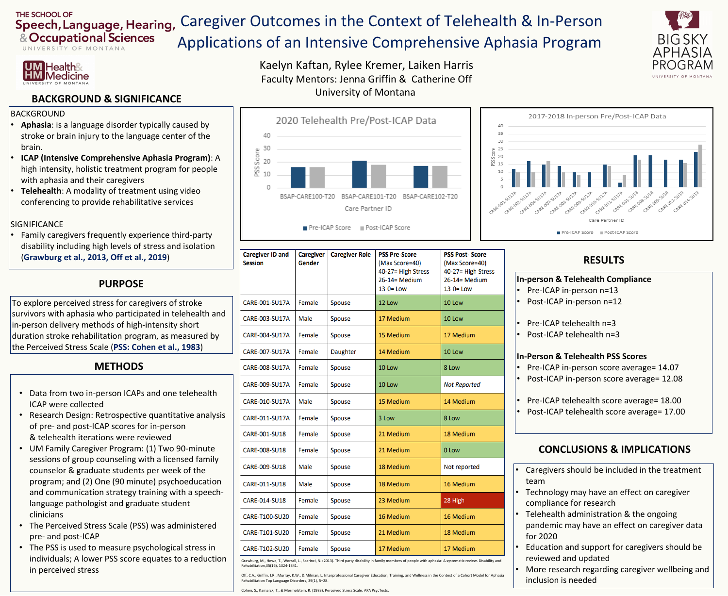THE SCHOOL OF Speech, Language, Hearing, & Occupational Sciences UNIVERSITY OF MONTANA

UM HM Health & Medicine UNIVERSITY OF MONTANA

# Caregiver Outcomes in the Context of Telehealth & In-Person Applications of an Intensive Comprehensive Aphasia Program

Kaelyn Kaftan, Rylee Kremer, Laiken Harris
Faculty Mentors: Jenna Griffin & Catherine Off
University of Montana

BIG SKY APHASIA PROGRAM UNIVERSITY OF MONTANA

## BACKGROUND & SIGNIFICANCE

BACKGROUND

- **Aphasia**: is a language disorder typically caused by stroke or brain injury to the language center of the brain.
- **ICAP (Intensive Comprehensive Aphasia Program)**: A high intensity, holistic treatment program for people with aphasia and their caregivers
- **Telehealth**: A modality of treatment using video conferencing to provide rehabilitative services

SIGNIFICANCE

- Family caregivers frequently experience third-party disability including high levels of stress and isolation (**Grawburg et al., 2013, Off et al., 2019**)

## PURPOSE

To explore perceived stress for caregivers of stroke survivors with aphasia who participated in telehealth and in-person delivery methods of high-intensity short duration stroke rehabilitation program, as measured by the Perceived Stress Scale (**PSS: Cohen et al., 1983**)

## METHODS

- Data from two in-person ICAPs and one telehealth ICAP were collected
- Research Design: Retrospective quantitative analysis of pre- and post-ICAP scores for in-person & telehealth iterations were reviewed
- UM Family Caregiver Program: (1) Two 90-minute sessions of group counseling with a licensed family counselor & graduate students per week of the program; and (2) One (90 minute) psychoeducation and communication strategy training with a speech-language pathologist and graduate student clinicians
- The Perceived Stress Scale (PSS) was administered pre- and post-ICAP
- The PSS is used to measure psychological stress in individuals; A lower PSS score equates to a reduction in perceived stress

2020 Telehealth Pre/Post-ICAP Data

PSS Score

40
30
20
10
0

BSAP-CARE100-T20
BSAP-CARE101-T20
BSAP-CARE102-T20

Care Partner ID

Pre-ICAP Score
Post-ICAP Score

2017-2018 In-person Pre/Post-ICAP Data

PSS Score

40
35
30
25
20
15
10
5
0

CARE-001-SU17A
CARE-003-SU17A
CARE-004-SU17A
CARE-007-SU17A
CARE-008-SU17A
CARE-009-SU17A
CARE-010-SU17A
CARE-011-SU17A
CARE-001-SU18
CARE-008-SU18
CARE-009-SU18
CARE-011-SU18
CARE-014-SU18

Care Partner ID

Pre-ICAP Score
Post-ICAP Score

| Caregiver ID and Session | Caregiver Gender | Caregiver Role | PSS Pre-Score (Max Score=40) 40-27= High Stress 26-14= Medium 13-0= Low | PSS Post- Score (Max Score=40) 40-27= High Stress 26-14= Medium 13-0= Low |
|---|---|---|---|---|
| CARE-001-SU17A | Female | Spouse | 12 Low | 10 Low |
| CARE-003-SU17A | Male | Spouse | 17 Medium | 10 Low |
| CARE-004-SU17A | Female | Spouse | 15 Medium | 17 Medium |
| CARE-007-SU17A | Female | Daughter | 14 Medium | 10 Low |
| CARE-008-SU17A | Female | Spouse | 10 Low | 8 Low |
| CARE-009-SU17A | Female | Spouse | 10 Low | *Not Reported* |
| CARE-010-SU17A | Male | Spouse | 15 Medium | 14 Medium |
| CARE-011-SU17A | Female | Spouse | 3 Low | 8 Low |
| CARE-001-SU18 | Female | Spouse | 21 Medium | 18 Medium |
| CARE-008-SU18 | Female | Spouse | 21 Medium | 0 Low |
| CARE-009-SU18 | Male | Spouse | 18 Medium | Not reported |
| CARE-011-SU18 | Male | Spouse | 18 Medium | 16 Medium |
| CARE-014-SU18 | Female | Spouse | 23 Medium | 28 High |
| CARE-T100-SU20 | Female | Spouse | 16 Medium | 16 Medium |
| CARE-T101-SU20 | Female | Spouse | 21 Medium | 18 Medium |
| CARE-T102-SU20 | Female | Spouse | 17 Medium | 17 Medium |

Grawburg, M., Howe, T., Worrall, L., Scarinci, N. (2013). Third party disability in family members of people with aphasia: A systematic review. Disability and Rehabilitation,35(16), 1324-1341.

Off, C.A., Griffin, J.R., Murray, K.W., & Milman, L. Interprofessional Caregiver Education, Training, and Wellness in the Context of a Cohort Model for Aphasia Rehabilitation Top Language Disorders, 39(1), 5–28.

Cohen, S., Kamarck, T., & Mermelstein, R. (1983). Perceived Stress Scale. APA PsycTests.

## RESULTS

**In-person & Telehealth Compliance**

- Pre-ICAP in-person n=13
- Post-ICAP in-person n=12

- Pre-ICAP telehealth n=3
- Post-ICAP telehealth n=3

**In-Person & Telehealth PSS Scores**

- Pre-ICAP in-person score average= 14.07
- Post-ICAP in-person score average= 12.08

- Pre-ICAP telehealth score average= 18.00
- Post-ICAP telehealth score average= 17.00

## CONCLUSIONS & IMPLICATIONS

- Caregivers should be included in the treatment team
- Technology may have an effect on caregiver compliance for research
- Telehealth administration & the ongoing pandemic may have an effect on caregiver data for 2020
- Education and support for caregivers should be reviewed and updated
- More research regarding caregiver wellbeing and inclusion is needed